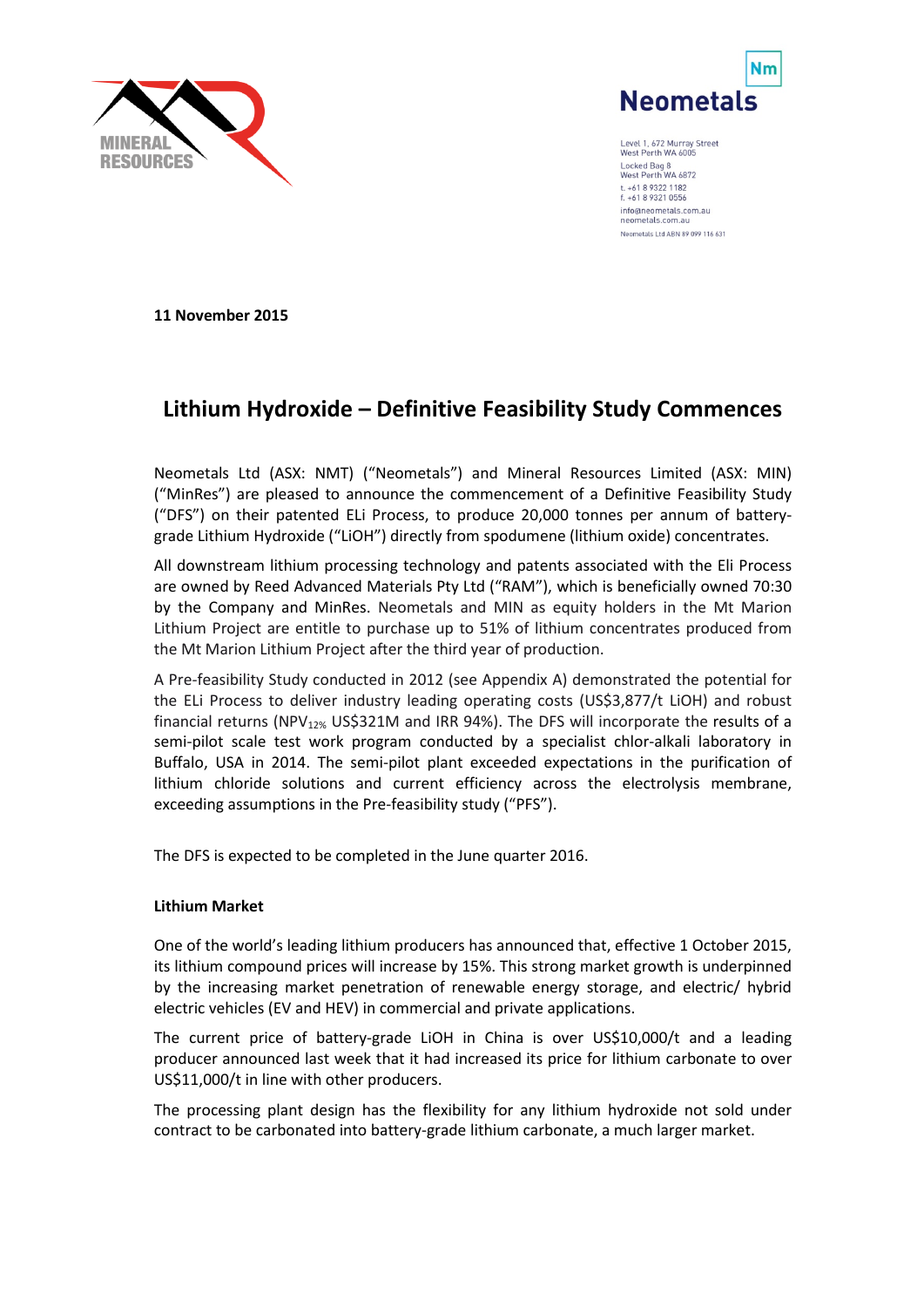Level 1, 672 Murray Street
West Perth WA 6005
Locked Bag 8
West Perth WA 6872
t. +61 8 9322 1182
f. +61 8 9321 0556
info@neometals.com.au
neometals.com.au
Neometals Ltd ABN 89 099 116 631

**11 November 2015**

# Lithium Hydroxide – Definitive Feasibility Study Commences

Neometals Ltd (ASX: NMT) ("Neometals") and Mineral Resources Limited (ASX: MIN) ("MinRes") are pleased to announce the commencement of a Definitive Feasibility Study ("DFS") on their patented ELi Process, to produce 20,000 tonnes per annum of battery-grade Lithium Hydroxide ("LiOH") directly from spodumene (lithium oxide) concentrates.

All downstream lithium processing technology and patents associated with the Eli Process are owned by Reed Advanced Materials Pty Ltd ("RAM"), which is beneficially owned 70:30 by the Company and MinRes. Neometals and MIN as equity holders in the Mt Marion Lithium Project are entitle to purchase up to 51% of lithium concentrates produced from the Mt Marion Lithium Project after the third year of production.

A Pre-feasibility Study conducted in 2012 (see Appendix A) demonstrated the potential for the ELi Process to deliver industry leading operating costs (US$3,877/t LiOH) and robust financial returns ($NPV_{12\%}$ US$321M and IRR 94%). The DFS will incorporate the results of a semi-pilot scale test work program conducted by a specialist chlor-alkali laboratory in Buffalo, USA in 2014. The semi-pilot plant exceeded expectations in the purification of lithium chloride solutions and current efficiency across the electrolysis membrane, exceeding assumptions in the Pre-feasibility study ("PFS").

The DFS is expected to be completed in the June quarter 2016.

**Lithium Market**

One of the world's leading lithium producers has announced that, effective 1 October 2015, its lithium compound prices will increase by 15%. This strong market growth is underpinned by the increasing market penetration of renewable energy storage, and electric/ hybrid electric vehicles (EV and HEV) in commercial and private applications.

The current price of battery-grade LiOH in China is over US$10,000/t and a leading producer announced last week that it had increased its price for lithium carbonate to over US$11,000/t in line with other producers.

The processing plant design has the flexibility for any lithium hydroxide not sold under contract to be carbonated into battery-grade lithium carbonate, a much larger market.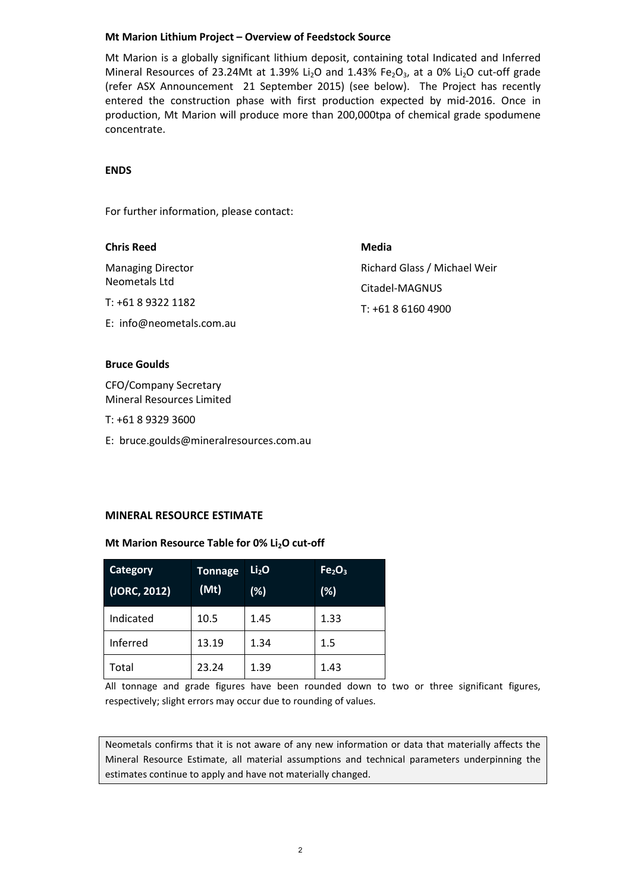**Mt Marion Lithium Project – Overview of Feedstock Source**

Mt Marion is a globally significant lithium deposit, containing total Indicated and Inferred Mineral Resources of 23.24Mt at 1.39% $Li_2O$ and 1.43% $Fe_2O_3$, at a 0% $Li_2O$ cut-off grade (refer ASX Announcement 21 September 2015) (see below). The Project has recently entered the construction phase with first production expected by mid-2016. Once in production, Mt Marion will produce more than 200,000tpa of chemical grade spodumene concentrate.

**ENDS**

For further information, please contact:

**Chris Reed**

Managing Director
Neometals Ltd

T: +61 8 9322 1182

E: info@neometals.com.au

**Media**

Richard Glass / Michael Weir

Citadel-MAGNUS

T: +61 8 6160 4900

**Bruce Goulds**

CFO/Company Secretary
Mineral Resources Limited

T: +61 8 9329 3600

E: bruce.goulds@mineralresources.com.au

**MINERAL RESOURCE ESTIMATE**

**Mt Marion Resource Table for 0% $Li_2O$ cut-off**

| Category (JORC, 2012) | Tonnage (Mt) | $Li_2O$ (%) | $Fe_2O_3$ (%) |
|---|---|---|---|
| Indicated | 10.5 | 1.45 | 1.33 |
| Inferred | 13.19 | 1.34 | 1.5 |
| Total | 23.24 | 1.39 | 1.43 |

All tonnage and grade figures have been rounded down to two or three significant figures, respectively; slight errors may occur due to rounding of values.

Neometals confirms that it is not aware of any new information or data that materially affects the Mineral Resource Estimate, all material assumptions and technical parameters underpinning the estimates continue to apply and have not materially changed.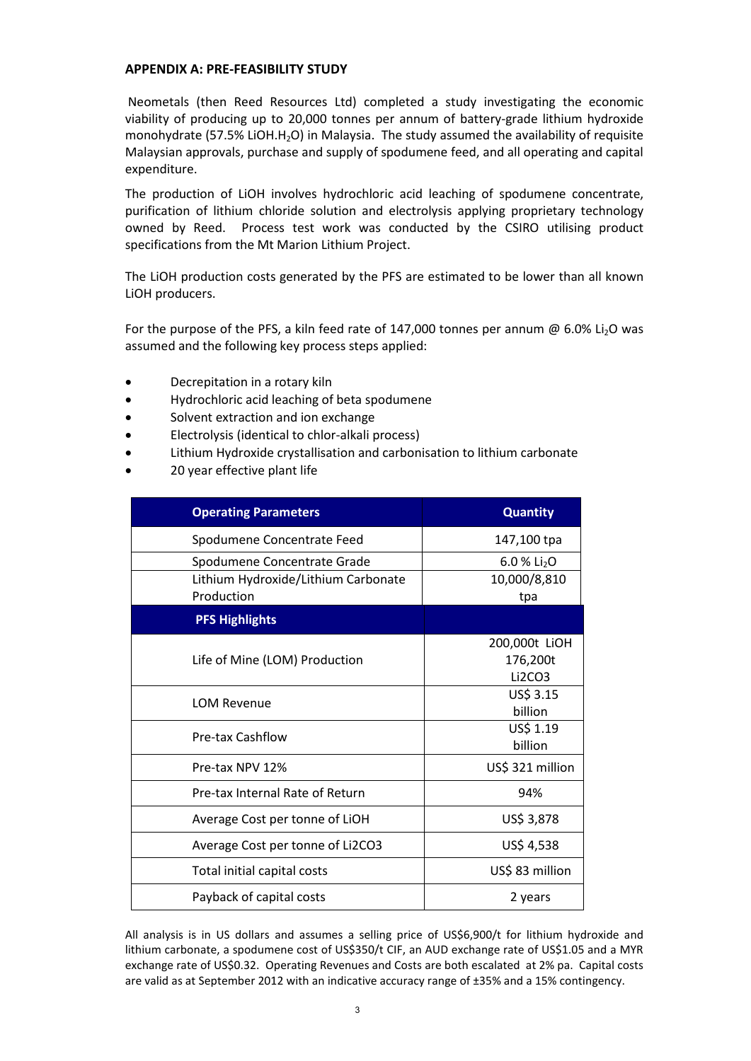**APPENDIX A: PRE-FEASIBILITY STUDY**

Neometals (then Reed Resources Ltd) completed a study investigating the economic viability of producing up to 20,000 tonnes per annum of battery-grade lithium hydroxide monohydrate (57.5% $LiOH.H_2O$) in Malaysia. The study assumed the availability of requisite Malaysian approvals, purchase and supply of spodumene feed, and all operating and capital expenditure.

The production of LiOH involves hydrochloric acid leaching of spodumene concentrate, purification of lithium chloride solution and electrolysis applying proprietary technology owned by Reed. Process test work was conducted by the CSIRO utilising product specifications from the Mt Marion Lithium Project.

The LiOH production costs generated by the PFS are estimated to be lower than all known LiOH producers.

For the purpose of the PFS, a kiln feed rate of 147,000 tonnes per annum @ 6.0% $Li_2O$ was assumed and the following key process steps applied:

- Decrepitation in a rotary kiln
- Hydrochloric acid leaching of beta spodumene
- Solvent extraction and ion exchange
- Electrolysis (identical to chlor-alkali process)
- Lithium Hydroxide crystallisation and carbonisation to lithium carbonate
- 20 year effective plant life

| Operating Parameters | Quantity |
|---|---|
| Spodumene Concentrate Feed | 147,100 tpa |
| Spodumene Concentrate Grade | 6.0 % $Li_2O$ |
| Lithium Hydroxide/Lithium Carbonate Production | 10,000/8,810 tpa |
| **PFS Highlights** | |
| Life of Mine (LOM) Production | 200,000t LiOH 176,200t Li2CO3 |
| LOM Revenue | US$ 3.15 billion |
| Pre-tax Cashflow | US$ 1.19 billion |
| Pre-tax NPV 12% | US$ 321 million |
| Pre-tax Internal Rate of Return | 94% |
| Average Cost per tonne of LiOH | US$ 3,878 |
| Average Cost per tonne of Li2CO3 | US$ 4,538 |
| Total initial capital costs | US$ 83 million |
| Payback of capital costs | 2 years |

All analysis is in US dollars and assumes a selling price of US$6,900/t for lithium hydroxide and lithium carbonate, a spodumene cost of US$350/t CIF, an AUD exchange rate of US$1.05 and a MYR exchange rate of US$0.32. Operating Revenues and Costs are both escalated at 2% pa. Capital costs are valid as at September 2012 with an indicative accuracy range of ±35% and a 15% contingency.